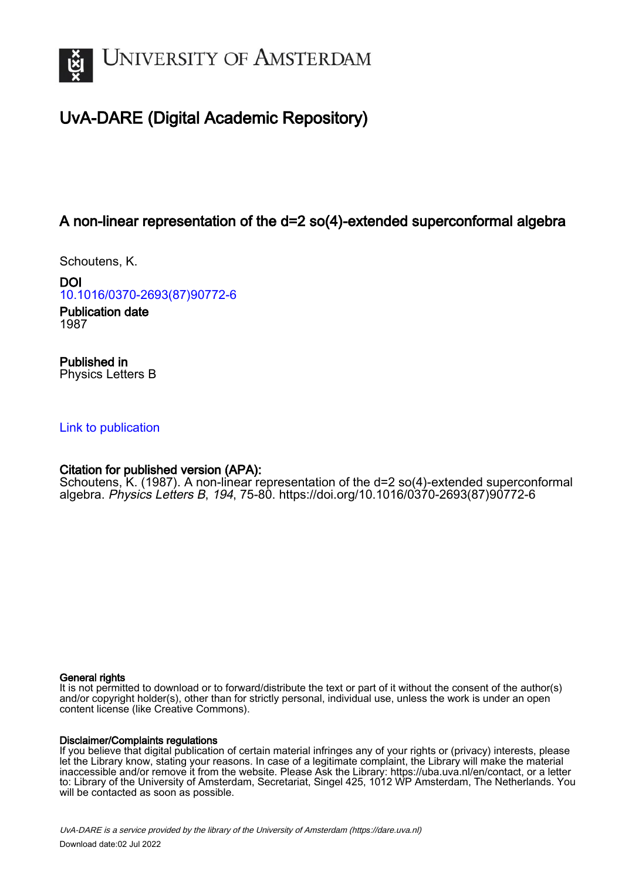# UvA-DARE (Digital Academic Repository)

## A non-linear representation of the d=2 so(4)-extended superconformal algebra

Schoutens, K.

**DOI**
10.1016/0370-2693(87)90772-6

**Publication date**
1987

**Published in**
Physics Letters B

Link to publication

**Citation for published version (APA):**
Schoutens, K. (1987). A non-linear representation of the d=2 so(4)-extended superconformal algebra. *Physics Letters B*, *194*, 75-80. https://doi.org/10.1016/0370-2693(87)90772-6

**General rights**
It is not permitted to download or to forward/distribute the text or part of it without the consent of the author(s) and/or copyright holder(s), other than for strictly personal, individual use, unless the work is under an open content license (like Creative Commons).

**Disclaimer/Complaints regulations**
If you believe that digital publication of certain material infringes any of your rights or (privacy) interests, please let the Library know, stating your reasons. In case of a legitimate complaint, the Library will make the material inaccessible and/or remove it from the website. Please Ask the Library: https://uba.uva.nl/en/contact, or a letter to: Library of the University of Amsterdam, Secretariat, Singel 425, 1012 WP Amsterdam, The Netherlands. You will be contacted as soon as possible.

*UvA-DARE is a service provided by the library of the University of Amsterdam (https://dare.uva.nl)*

Download date:02 Jul 2022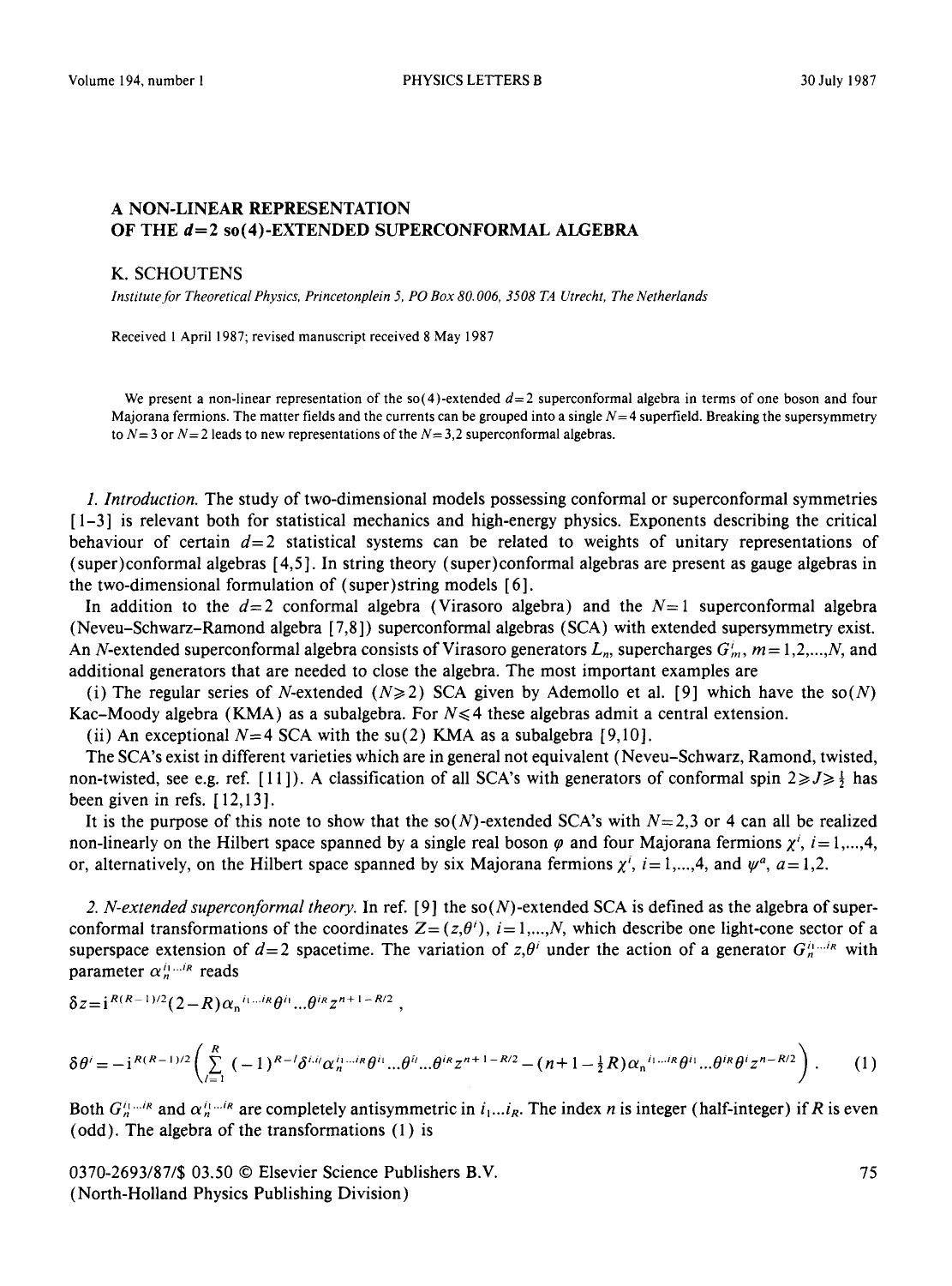# A NON-LINEAR REPRESENTATION OF THE $d=2$ so(4)-EXTENDED SUPERCONFORMAL ALGEBRA

K. SCHOUTENS

*Institute for Theoretical Physics, Princetonplein 5, PO Box 80.006, 3508 TA Utrecht, The Netherlands*

Received 1 April 1987; revised manuscript received 8 May 1987

We present a non-linear representation of the so(4)-extended $d=2$ superconformal algebra in terms of one boson and four Majorana fermions. The matter fields and the currents can be grouped into a single $N=4$ superfield. Breaking the supersymmetry to $N=3$ or $N=2$ leads to new representations of the $N=3,2$ superconformal algebras.

*1. Introduction.* The study of two-dimensional models possessing conformal or superconformal symmetries [1–3] is relevant both for statistical mechanics and high-energy physics. Exponents describing the critical behaviour of certain $d=2$ statistical systems can be related to weights of unitary representations of (super)conformal algebras [4,5]. In string theory (super)conformal algebras are present as gauge algebras in the two-dimensional formulation of (super)string models [6].

In addition to the $d=2$ conformal algebra (Virasoro algebra) and the $N=1$ superconformal algebra (Neveu-Schwarz-Ramond algebra [7,8]) superconformal algebras (SCA) with extended supersymmetry exist. An $N$-extended superconformal algebra consists of Virasoro generators $L_n$, supercharges $G^i_m$, $m=1,2,...,N$, and additional generators that are needed to close the algebra. The most important examples are

(i) The regular series of $N$-extended ($N\geqslant 2$) SCA given by Ademollo et al. [9] which have the so($N$) Kac-Moody algebra (KMA) as a subalgebra. For $N\leqslant 4$ these algebras admit a central extension.

(ii) An exceptional $N=4$ SCA with the su(2) KMA as a subalgebra [9,10].

The SCA's exist in different varieties which are in general not equivalent (Neveu-Schwarz, Ramond, twisted, non-twisted, see e.g. ref. [11]). A classification of all SCA's with generators of conformal spin $2\geqslant J\geqslant \frac{1}{2}$ has been given in refs. [12,13].

It is the purpose of this note to show that the so($N$)-extended SCA's with $N=2,3$ or 4 can all be realized non-linearly on the Hilbert space spanned by a single real boson $\varphi$ and four Majorana fermions $\chi^i$, $i=1,...,4$, or, alternatively, on the Hilbert space spanned by six Majorana fermions $\chi^i$, $i=1,...,4$, and $\psi^a$, $a=1,2$.

*2. N-extended superconformal theory.* In ref. [9] the so($N$)-extended SCA is defined as the algebra of superconformal transformations of the coordinates $Z=(z,\theta^i)$, $i=1,...,N$, which describe one light-cone sector of a superspace extension of $d=2$ spacetime. The variation of $z,\theta^i$ under the action of a generator $G^{i_1...i_R}_n$ with parameter $\alpha^{i_1...i_R}_n$ reads

$$\delta z = \mathrm{i}^{R(R-1)/2}(2-R)\alpha_n{}^{i_1...i_R}\theta^{i_1}...\theta^{i_R}z^{n+1-R/2}\,,$$

$$\delta\theta^i = -\mathrm{i}^{R(R-1)/2}\left(\sum_{l=1}^{R}(-1)^{R-l}\delta^{i,i_l}\alpha_n^{i_1...i_R}\theta^{i_1}...\theta^{i_l}...\theta^{i_R}z^{n+1-R/2} - (n+1-\tfrac{1}{2}R)\alpha_n{}^{i_1...i_R}\theta^{i_1}...\theta^{i_R}\theta^i z^{n-R/2}\right). \qquad (1)$$

Both $G^{i_1...i_R}_n$ and $\alpha^{i_1...i_R}_n$ are completely antisymmetric in $i_1...i_R$. The index $n$ is integer (half-integer) if $R$ is even (odd). The algebra of the transformations (1) is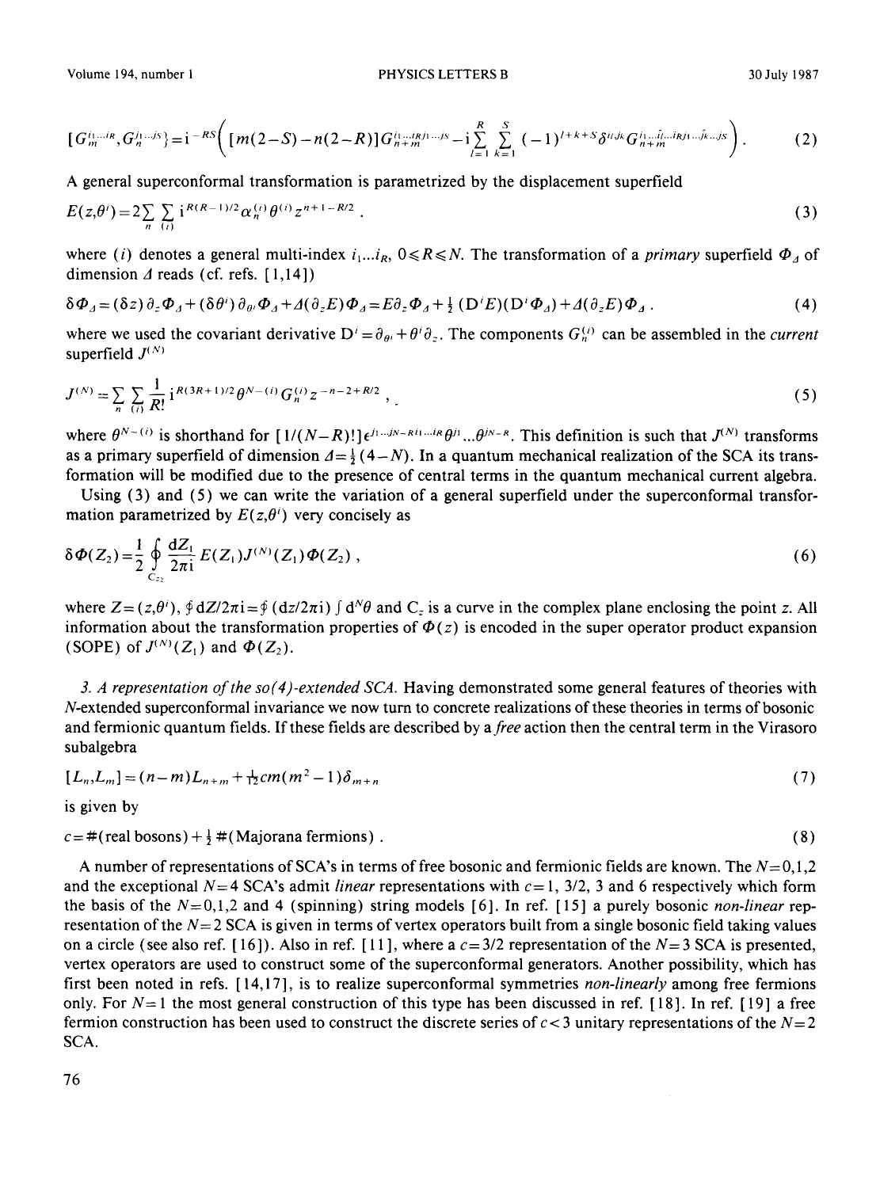$$[G_m^{i_1\ldots i_R}, G_n^{j_1\ldots j_S}\} = \mathrm{i}^{-RS}\left([m(2-S)-n(2-R)]G_{n+m}^{i_1\ldots i_R j_1\ldots j_S} - \mathrm{i}\sum_{l=1}^{R}\sum_{k=1}^{S}(-1)^{l+k+S}\delta^{i_l j_k}G_{n+m}^{i_1\ldots \hat{i}_l\ldots i_R j_1\ldots \hat{j}_k\ldots j_S}\right). \tag{2}$$

A general superconformal transformation is parametrized by the displacement superfield

$$E(z,\theta^i) = 2\sum_n \sum_{(i)} \mathrm{i}^{R(R-1)/2}\alpha_n^{(i)}\theta^{(i)}z^{n+1-R/2}\,. \tag{3}$$

where $(i)$ denotes a general multi-index $i_1\ldots i_R$, $0 \leqslant R \leqslant N$. The transformation of a *primary* superfield $\Phi_\Delta$ of dimension $\Delta$ reads (cf. refs. [1,14])

$$\delta\Phi_\Delta = (\delta z)\partial_z\Phi_\Delta + (\delta\theta^i)\partial_{\theta^i}\Phi_\Delta + \Delta(\partial_z E)\Phi_\Delta = E\partial_z\Phi_\Delta + \tfrac{1}{2}(\mathrm{D}^i E)(\mathrm{D}^i\Phi_\Delta) + \Delta(\partial_z E)\Phi_\Delta\,. \tag{4}$$

where we used the covariant derivative $\mathrm{D}^i = \partial_{\theta^i} + \theta^i\partial_z$. The components $G_n^{(i)}$ can be assembled in the *current* superfield $J^{(N)}$

$$J^{(N)} = \sum_n \sum_{(i)} \frac{1}{R!}\mathrm{i}^{R(3R+1)/2}\theta^{N-(i)}G_n^{(i)}z^{-n-2+R/2}\,, \tag{5}$$

where $\theta^{N-(i)}$ is shorthand for $[1/(N-R)!]\epsilon^{j_1\ldots j_{N-R}i_1\ldots i_R}\theta^{j_1}\ldots\theta^{j_{N-R}}$. This definition is such that $J^{(N)}$ transforms as a primary superfield of dimension $\Delta = \frac{1}{2}(4-N)$. In a quantum mechanical realization of the SCA its transformation will be modified due to the presence of central terms in the quantum mechanical current algebra.

Using (3) and (5) we can write the variation of a general superfield under the superconformal transformation parametrized by $E(z,\theta^i)$ very concisely as

$$\delta\Phi(Z_2) = \frac{1}{2}\oint_{C_{z_2}} \frac{\mathrm{d}Z_1}{2\pi\mathrm{i}}E(Z_1)J^{(N)}(Z_1)\Phi(Z_2)\,, \tag{6}$$

where $Z = (z,\theta^i)$, $\oint \mathrm{d}Z/2\pi\mathrm{i} = \oint(\mathrm{d}z/2\pi\mathrm{i})\int\mathrm{d}^N\theta$ and $C_z$ is a curve in the complex plane enclosing the point $z$. All information about the transformation properties of $\Phi(z)$ is encoded in the super operator product expansion (SOPE) of $J^{(N)}(Z_1)$ and $\Phi(Z_2)$.

*3. A representation of the so(4)-extended SCA.* Having demonstrated some general features of theories with $N$-extended superconformal invariance we now turn to concrete realizations of these theories in terms of bosonic and fermionic quantum fields. If these fields are described by a *free* action then the central term in the Virasoro subalgebra

$$[L_n, L_m] = (n-m)L_{n+m} + \tfrac{1}{12}cm(m^2-1)\delta_{m+n} \tag{7}$$

is given by

$$c = \#(\text{real bosons}) + \tfrac{1}{2}\#(\text{Majorana fermions})\,. \tag{8}$$

A number of representations of SCA's in terms of free bosonic and fermionic fields are known. The $N=0,1,2$ and the exceptional $N=4$ SCA's admit *linear* representations with $c=1$, 3/2, 3 and 6 respectively which form the basis of the $N=0,1,2$ and 4 (spinning) string models [6]. In ref. [15] a purely bosonic *non-linear* representation of the $N=2$ SCA is given in terms of vertex operators built from a single bosonic field taking values on a circle (see also ref. [16]). Also in ref. [11], where a $c=3/2$ representation of the $N=3$ SCA is presented, vertex operators are used to construct some of the superconformal generators. Another possibility, which has first been noted in refs. [14,17], is to realize superconformal symmetries *non-linearly* among free fermions only. For $N=1$ the most general construction of this type has been discussed in ref. [18]. In ref. [19] a free fermion construction has been used to construct the discrete series of $c<3$ unitary representations of the $N=2$ SCA.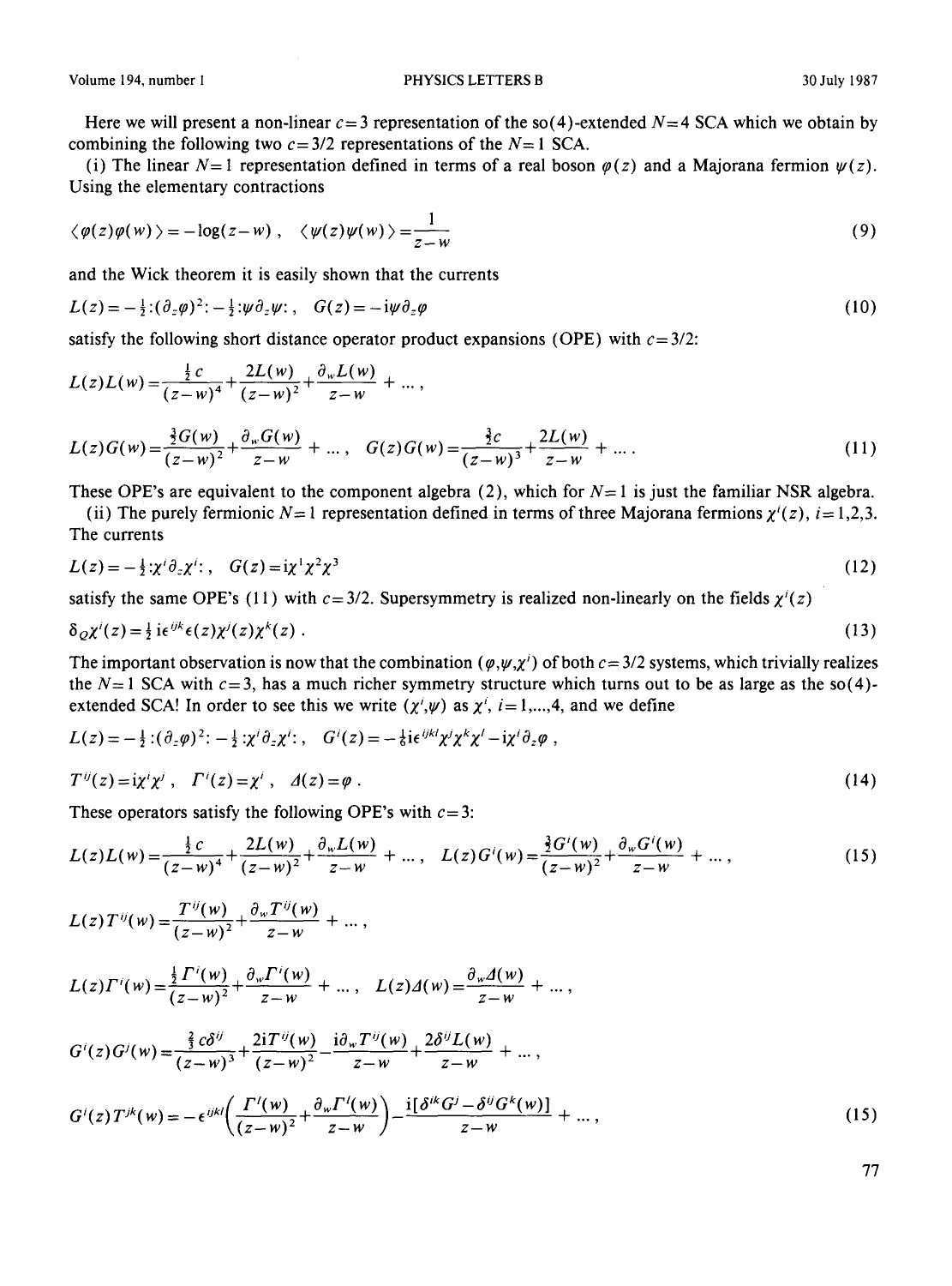Here we will present a non-linear $c=3$ representation of the so(4)-extended $N=4$ SCA which we obtain by combining the following two $c=3/2$ representations of the $N=1$ SCA.

(i) The linear $N=1$ representation defined in terms of a real boson $\varphi(z)$ and a Majorana fermion $\psi(z)$. Using the elementary contractions

$$\langle \varphi(z)\varphi(w)\rangle = -\log(z-w)\,,\quad \langle \psi(z)\psi(w)\rangle = \frac{1}{z-w} \tag{9}$$

and the Wick theorem it is easily shown that the currents

$$L(z) = -\tfrac{1}{2}:(\partial_z\varphi)^2: -\tfrac{1}{2}:\psi\partial_z\psi:\,,\quad G(z) = -\mathrm{i}\psi\partial_z\varphi \tag{10}$$

satisfy the following short distance operator product expansions (OPE) with $c=3/2$:

$$L(z)L(w) = \frac{\frac{1}{2}c}{(z-w)^4} + \frac{2L(w)}{(z-w)^2} + \frac{\partial_w L(w)}{z-w} + \ldots\,,$$

$$L(z)G(w) = \frac{\frac{3}{2}G(w)}{(z-w)^2} + \frac{\partial_w G(w)}{z-w} + \ldots\,,\quad G(z)G(w) = \frac{\frac{2}{3}c}{(z-w)^3} + \frac{2L(w)}{z-w} + \ldots\,. \tag{11}$$

These OPE's are equivalent to the component algebra (2), which for $N=1$ is just the familiar NSR algebra.

(ii) The purely fermionic $N=1$ representation defined in terms of three Majorana fermions $\chi^i(z)$, $i=1,2,3$. The currents

$$L(z) = -\tfrac{1}{2}:\chi^i\partial_z\chi^i:\,,\quad G(z) = \mathrm{i}\chi^1\chi^2\chi^3 \tag{12}$$

satisfy the same OPE's (11) with $c=3/2$. Supersymmetry is realized non-linearly on the fields $\chi^i(z)$

$$\delta_Q\chi^i(z) = \tfrac{1}{2}\,\mathrm{i}\epsilon^{ijk}\epsilon(z)\chi^j(z)\chi^k(z)\,. \tag{13}$$

The important observation is now that the combination $(\varphi,\psi,\chi^i)$ of both $c=3/2$ systems, which trivially realizes the $N=1$ SCA with $c=3$, has a much richer symmetry structure which turns out to be as large as the so(4)-extended SCA! In order to see this we write $(\chi^i,\psi)$ as $\chi^i$, $i=1,\ldots,4$, and we define

$$L(z) = -\tfrac{1}{2}:(\partial_z\varphi)^2: -\tfrac{1}{2}:\chi^i\partial_z\chi^i:\,,\quad G^i(z) = -\tfrac{1}{6}\mathrm{i}\epsilon^{ijkl}\chi^j\chi^k\chi^l - \mathrm{i}\chi^i\partial_z\varphi\,,$$

$$T^{ij}(z) = \mathrm{i}\chi^i\chi^j\,,\quad \Gamma^i(z) = \chi^i\,,\quad \Delta(z) = \varphi\,. \tag{14}$$

These operators satisfy the following OPE's with $c=3$:

$$L(z)L(w) = \frac{\frac{1}{2}c}{(z-w)^4} + \frac{2L(w)}{(z-w)^2} + \frac{\partial_w L(w)}{z-w} + \ldots\,,\quad L(z)G^i(w) = \frac{\frac{3}{2}G^i(w)}{(z-w)^2} + \frac{\partial_w G^i(w)}{z-w} + \ldots\,, \tag{15}$$

$$L(z)T^{ij}(w) = \frac{T^{ij}(w)}{(z-w)^2} + \frac{\partial_w T^{ij}(w)}{z-w} + \ldots\,,$$

$$L(z)\Gamma^i(w) = \frac{\frac{1}{2}\Gamma^i(w)}{(z-w)^2} + \frac{\partial_w \Gamma^i(w)}{z-w} + \ldots\,,\quad L(z)\Delta(w) = \frac{\partial_w \Delta(w)}{z-w} + \ldots\,,$$

$$G^i(z)G^j(w) = \frac{\frac{2}{3}c\delta^{ij}}{(z-w)^3} + \frac{2\mathrm{i}T^{ij}(w)}{(z-w)^2} - \frac{\mathrm{i}\partial_w T^{ij}(w)}{z-w} + \frac{2\delta^{ij}L(w)}{z-w} + \ldots\,,$$

$$G^i(z)T^{jk}(w) = -\epsilon^{ijkl}\left(\frac{\Gamma^l(w)}{(z-w)^2} + \frac{\partial_w\Gamma^l(w)}{z-w}\right) - \frac{\mathrm{i}[\delta^{ik}G^j - \delta^{ij}G^k(w)]}{z-w} + \ldots\,, \tag{15}$$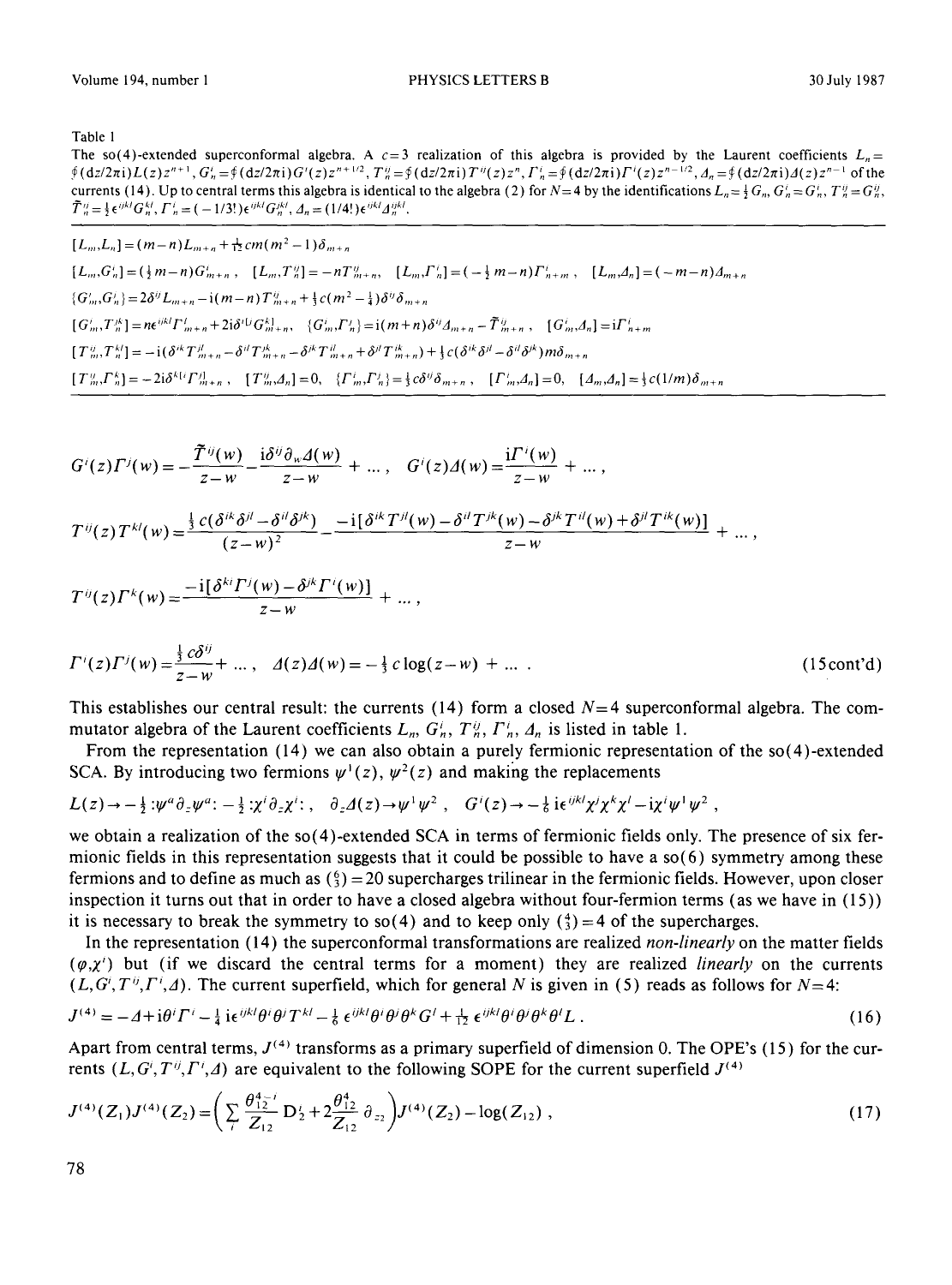Table 1
The so(4)-extended superconformal algebra. A $c=3$ realization of this algebra is provided by the Laurent coefficients $L_n = \oint (\mathrm{d}z/2\pi\mathrm{i}) L(z) z^{n+1}$, $G^i_n = \oint (\mathrm{d}z/2\pi\mathrm{i}) G^i(z) z^{n+1/2}$, $T^{ij}_n = \oint (\mathrm{d}z/2\pi\mathrm{i}) T^{ij}(z) z^n$, $\Gamma^i_n = \oint (\mathrm{d}z/2\pi\mathrm{i}) \Gamma^i(z) z^{n-1/2}$, $\Delta_n = \oint (\mathrm{d}z/2\pi\mathrm{i}) \Delta(z) z^{n-1}$ of the currents (14). Up to central terms this algebra is identical to the algebra (2) for $N=4$ by the identifications $L_n = \frac{1}{2} G_n$, $G^i_n = G^i_n$, $T^{ij}_n = G^{ij}_n$, $\tilde{T}^{ij}_n = \frac{1}{2}\epsilon^{ijkl} G^{kl}_n$, $\Gamma^i_n = (-1/3!)\epsilon^{ijkl} G^{jkl}_n$, $\Delta_n = (1/4!)\epsilon^{ijkl}\Delta^{ijkl}_n$.

$$[L_m, L_n] = (m-n) L_{m+n} + \tfrac{1}{12} c m (m^2 - 1)\delta_{m+n}$$

$$[L_m, G^i_n] = (\tfrac{1}{2} m - n) G^i_{m+n}, \quad [L_m, T^{ij}_n] = -n T^{ij}_{m+n}, \quad [L_m, \Gamma^i_n] = (-\tfrac{1}{2} m - n)\Gamma^i_{n+m}, \quad [L_m, \Delta_n] = (-m-n)\Delta_{m+n}$$

$$\{G^i_m, G^j_n\} = 2\delta^{ij} L_{m+n} - \mathrm{i}(m-n) T^{ij}_{m+n} + \tfrac{1}{3} c (m^2 - \tfrac{1}{4})\delta^{ij}\delta_{m+n}$$

$$[G^i_m, T^{jk}_n] = n\epsilon^{ijkl}\Gamma^l_{m+n} + 2\mathrm{i}\delta^{i[j} G^{k]}_{m+n}, \quad \{G^i_m, \Gamma^j_n\} = \mathrm{i}(m+n)\delta^{ij}\Delta_{m+n} - \tilde{T}^{ij}_{m+n}, \quad [G^i_m, \Delta_n] = \mathrm{i}\Gamma^i_{n+m}$$

$$[T^{ij}_m, T^{kl}_n] = -\mathrm{i}(\delta^{ik} T^{jl}_{m+n} - \delta^{il} T^{jk}_{m+n} - \delta^{jk} T^{il}_{m+n} + \delta^{jl} T^{ik}_{m+n}) + \tfrac{1}{3} c (\delta^{ik}\delta^{jl} - \delta^{il}\delta^{jk}) m \delta_{m+n}$$

$$[T^{ij}_m, \Gamma^k_n] = -2\mathrm{i}\delta^{k[i}\Gamma^{j]}_{m+n}, \quad [T^{ij}_m, \Delta_n] = 0, \quad \{\Gamma^i_m, \Gamma^j_n\} = \tfrac{1}{3} c \delta^{ij}\delta_{m+n}, \quad [\Gamma^i_m, \Delta_n] = 0, \quad [\Delta_m, \Delta_n] = \tfrac{1}{3} c (1/m)\delta_{m+n}$$

$$G^i(z)\Gamma^j(w) = -\frac{\tilde{T}^{ij}(w)}{z-w} - \frac{\mathrm{i}\delta^{ij}\partial_w \Delta(w)}{z-w} + \ldots, \quad G^i(z)\Delta(w) = \frac{\mathrm{i}\Gamma^i(w)}{z-w} + \ldots,$$

$$T^{ij}(z) T^{kl}(w) = \frac{\frac{1}{3} c (\delta^{ik}\delta^{jl} - \delta^{il}\delta^{jk})}{(z-w)^2} - \frac{\mathrm{i}[\delta^{ik} T^{jl}(w) - \delta^{il} T^{jk}(w) - \delta^{jk} T^{il}(w) + \delta^{jl} T^{ik}(w)]}{z-w} + \ldots,$$

$$T^{ij}(z)\Gamma^k(w) = \frac{-\mathrm{i}[\delta^{ki}\Gamma^j(w) - \delta^{jk}\Gamma^i(w)]}{z-w} + \ldots,$$

$$\Gamma^i(z)\Gamma^j(w) = \frac{\frac{1}{3} c \delta^{ij}}{z-w} + \ldots, \quad \Delta(z)\Delta(w) = -\tfrac{1}{3} c \log(z-w) + \ldots . \tag{15cont'd}$$

This establishes our central result: the currents (14) form a closed $N=4$ superconformal algebra. The commutator algebra of the Laurent coefficients $L_n$, $G^i_n$, $T^{ij}_n$, $\Gamma^i_n$, $\Delta_n$ is listed in table 1.

From the representation (14) we can also obtain a purely fermionic representation of the so(4)-extended SCA. By introducing two fermions $\psi^1(z)$, $\psi^2(z)$ and making the replacements

$$L(z) \to -\tfrac{1}{2} :\psi^a \partial_z \psi^a: - \tfrac{1}{2} :\chi^i \partial_z \chi^i: , \quad \partial_z \Delta(z) \to \psi^1\psi^2 , \quad G^i(z) \to -\tfrac{1}{6}\mathrm{i}\epsilon^{ijkl}\chi^j\chi^k\chi^l - \mathrm{i}\chi^i\psi^1\psi^2 ,$$

we obtain a realization of the so(4)-extended SCA in terms of fermionic fields only. The presence of six fermionic fields in this representation suggests that it could be possible to have a so(6) symmetry among these fermions and to define as much as $\binom{6}{3} = 20$ supercharges trilinear in the fermionic fields. However, upon closer inspection it turns out that in order to have a closed algebra without four-fermion terms (as we have in (15)) it is necessary to break the symmetry to so(4) and to keep only $\binom{4}{3} = 4$ of the supercharges.

In the representation (14) the superconformal transformations are realized *non-linearly* on the matter fields $(\varphi, \chi^i)$ but (if we discard the central terms for a moment) they are realized *linearly* on the currents $(L, G^i, T^{ij}, \Gamma^i, \Delta)$. The current superfield, which for general $N$ is given in (5) reads as follows for $N=4$:

$$J^{(4)} = -\Delta + \mathrm{i}\theta^i\Gamma^i - \tfrac{1}{4}\mathrm{i}\epsilon^{ijkl}\theta^i\theta^j T^{kl} - \tfrac{1}{6}\epsilon^{ijkl}\theta^i\theta^j\theta^k G^l + \tfrac{1}{12}\epsilon^{ijkl}\theta^i\theta^j\theta^k\theta^l L . \tag{16}$$

Apart from central terms, $J^{(4)}$ transforms as a primary superfield of dimension 0. The OPE's (15) for the currents $(L, G^i, T^{ij}, \Gamma^i, \Delta)$ are equivalent to the following SOPE for the current superfield $J^{(4)}$

$$J^{(4)}(Z_1) J^{(4)}(Z_2) = \left( \sum_i \frac{\theta_{12}^{4-i}}{Z_{12}} D^i_2 + 2\frac{\theta_{12}^4}{Z_{12}}\partial_{z_2} \right) J^{(4)}(Z_2) - \log(Z_{12}) , \tag{17}$$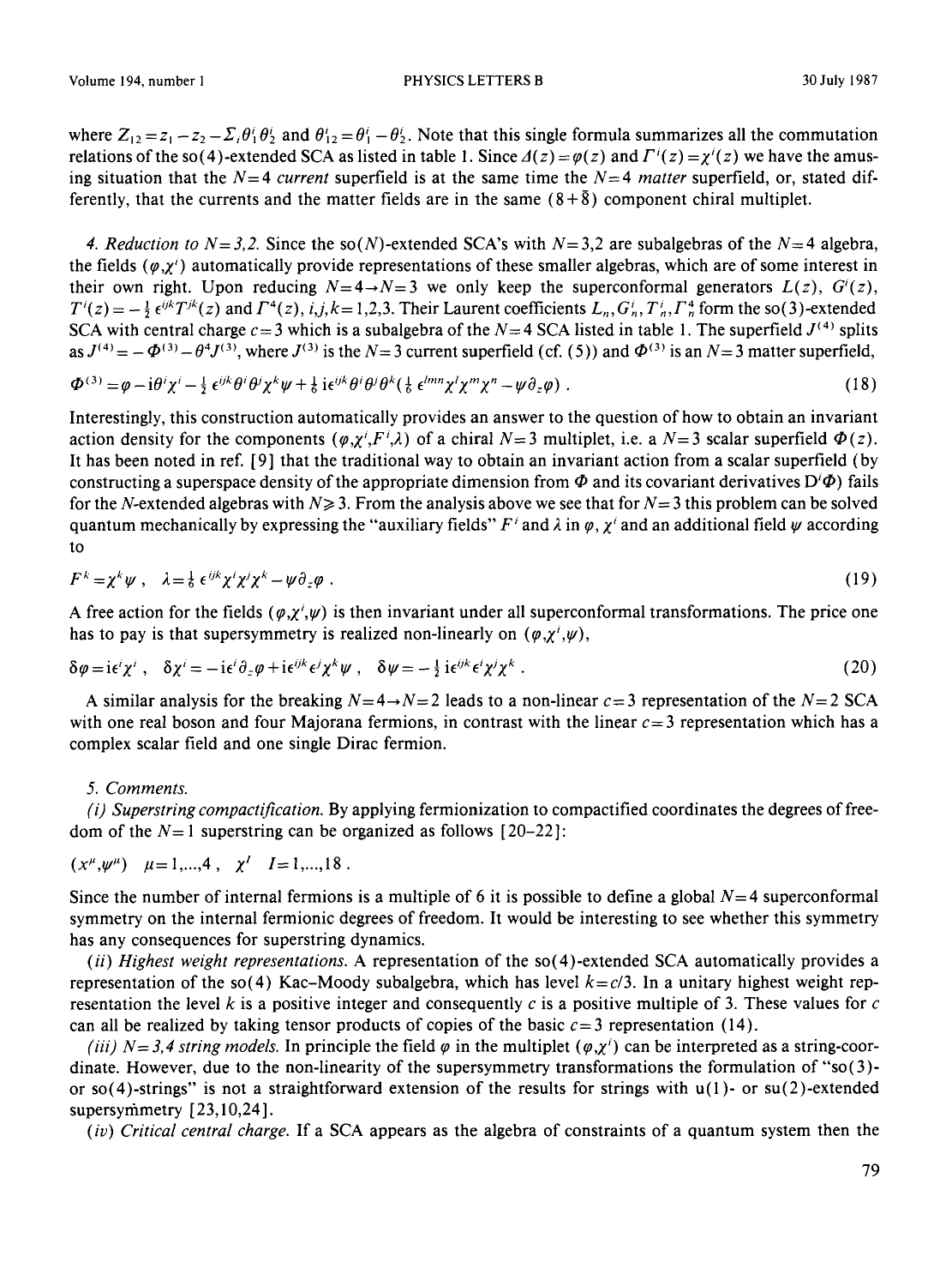where $Z_{12}=z_1-z_2-\Sigma_i\theta_1^i\theta_2^i$ and $\theta_{12}^i=\theta_1^i-\theta_2^i$. Note that this single formula summarizes all the commutation relations of the so(4)-extended SCA as listed in table 1. Since $\Delta(z)=\varphi(z)$ and $\Gamma^i(z)=\chi^i(z)$ we have the amusing situation that the $N=4$ *current* superfield is at the same time the $N=4$ *matter* superfield, or, stated differently, that the currents and the matter fields are in the same $(8+\bar{8})$ component chiral multiplet.

4. *Reduction to $N=3,2$.* Since the so($N$)-extended SCA's with $N=3,2$ are subalgebras of the $N=4$ algebra, the fields $(\varphi,\chi^i)$ automatically provide representations of these smaller algebras, which are of some interest in their own right. Upon reducing $N=4\to N=3$ we only keep the superconformal generators $L(z)$, $G^i(z)$, $T^i(z)=-\frac{1}{2}\epsilon^{ijk}T^{jk}(z)$ and $\Gamma^4(z)$, $i,j,k=1,2,3$. Their Laurent coefficients $L_n, G_n^i, T_n^i, \Gamma_n^4$ form the so(3)-extended SCA with central charge $c=3$ which is a subalgebra of the $N=4$ SCA listed in table 1. The superfield $J^{(4)}$ splits as $J^{(4)}=-\Phi^{(3)}-\theta^4 J^{(3)}$, where $J^{(3)}$ is the $N=3$ current superfield (cf. (5)) and $\Phi^{(3)}$ is an $N=3$ matter superfield,

$$\Phi^{(3)}=\varphi-\mathrm{i}\theta^i\chi^i-\tfrac{1}{2}\epsilon^{ijk}\theta^i\theta^j\chi^k\psi+\tfrac{1}{6}\mathrm{i}\epsilon^{ijk}\theta^i\theta^j\theta^k(\tfrac{1}{6}\epsilon^{lmn}\chi^l\chi^m\chi^n-\psi\partial_z\varphi)\,. \tag{18}$$

Interestingly, this construction automatically provides an answer to the question of how to obtain an invariant action density for the components $(\varphi,\chi^i,F^i,\lambda)$ of a chiral $N=3$ multiplet, i.e. a $N=3$ scalar superfield $\Phi(z)$. It has been noted in ref. [9] that the traditional way to obtain an invariant action from a scalar superfield (by constructing a superspace density of the appropriate dimension from $\Phi$ and its covariant derivatives $D^i\Phi$) fails for the $N$-extended algebras with $N\geq 3$. From the analysis above we see that for $N=3$ this problem can be solved quantum mechanically by expressing the "auxiliary fields" $F^i$ and $\lambda$ in $\varphi$, $\chi^i$ and an additional field $\psi$ according to

$$F^k=\chi^k\psi\,,\quad \lambda=\tfrac{1}{6}\epsilon^{ijk}\chi^i\chi^j\chi^k-\psi\partial_z\varphi\,. \tag{19}$$

A free action for the fields $(\varphi,\chi^i,\psi)$ is then invariant under all superconformal transformations. The price one has to pay is that supersymmetry is realized non-linearly on $(\varphi,\chi^i,\psi)$,

$$\delta\varphi=\mathrm{i}\epsilon^i\chi^i\,,\quad \delta\chi^i=-\mathrm{i}\epsilon^i\partial_z\varphi+\mathrm{i}\epsilon^{ijk}\epsilon^j\chi^k\psi\,,\quad \delta\psi=-\tfrac{1}{2}\mathrm{i}\epsilon^{ijk}\epsilon^i\chi^j\chi^k\,. \tag{20}$$

A similar analysis for the breaking $N=4\to N=2$ leads to a non-linear $c=3$ representation of the $N=2$ SCA with one real boson and four Majorana fermions, in contrast with the linear $c=3$ representation which has a complex scalar field and one single Dirac fermion.

5. *Comments.*

(i) *Superstring compactification.* By applying fermionization to compactified coordinates the degrees of freedom of the $N=1$ superstring can be organized as follows [20–22]:

$(x^\mu,\psi^\mu)$ $\mu=1,...,4$, $\chi^I$ $I=1,...,18$.

Since the number of internal fermions is a multiple of 6 it is possible to define a global $N=4$ superconformal symmetry on the internal fermionic degrees of freedom. It would be interesting to see whether this symmetry has any consequences for superstring dynamics.

(ii) *Highest weight representations.* A representation of the so(4)-extended SCA automatically provides a representation of the so(4) Kac–Moody subalgebra, which has level $k=c/3$. In a unitary highest weight representation the level $k$ is a positive integer and consequently $c$ is a positive multiple of 3. These values for $c$ can all be realized by taking tensor products of copies of the basic $c=3$ representation (14).

(iii) *$N=3,4$ string models.* In principle the field $\varphi$ in the multiplet $(\varphi,\chi^i)$ can be interpreted as a string-coordinate. However, due to the non-linearity of the supersymmetry transformations the formulation of "so(3)- or so(4)-strings" is not a straightforward extension of the results for strings with u(1)- or su(2)-extended supersymmetry [23,10,24].

(iv) *Critical central charge.* If a SCA appears as the algebra of constraints of a quantum system then the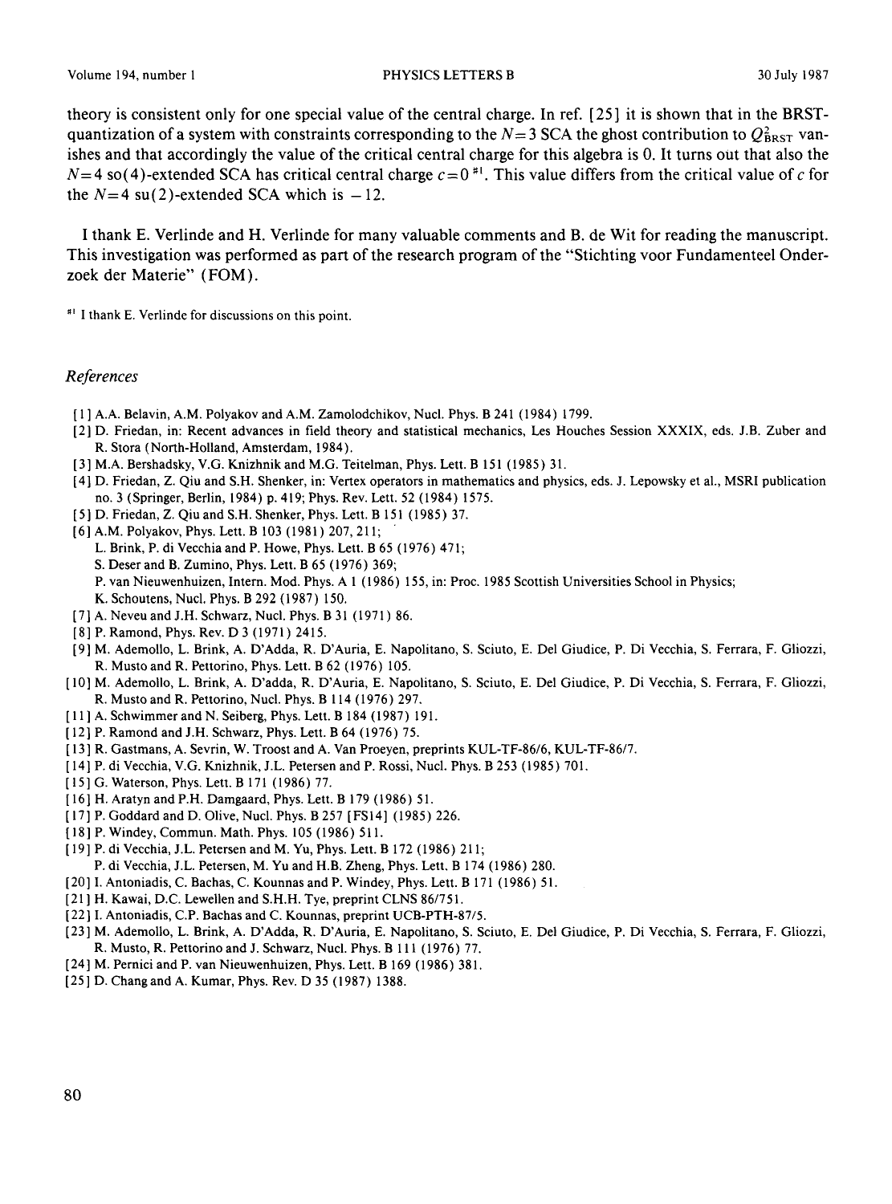theory is consistent only for one special value of the central charge. In ref. [25] it is shown that in the BRST-quantization of a system with constraints corresponding to the $N=3$ SCA the ghost contribution to $Q^2_{\rm BRST}$ vanishes and that accordingly the value of the critical central charge for this algebra is 0. It turns out that also the $N=4$ so(4)-extended SCA has critical central charge $c=0$ [#1]. This value differs from the critical value of $c$ for the $N=4$ su(2)-extended SCA which is $-12$.

I thank E. Verlinde and H. Verlinde for many valuable comments and B. de Wit for reading the manuscript. This investigation was performed as part of the research program of the "Stichting voor Fundamenteel Onderzoek der Materie" (FOM).

[#1] I thank E. Verlinde for discussions on this point.

## *References*

[1] A.A. Belavin, A.M. Polyakov and A.M. Zamolodchikov, Nucl. Phys. B 241 (1984) 1799.

[2] D. Friedan, in: Recent advances in field theory and statistical mechanics, Les Houches Session XXXIX, eds. J.B. Zuber and R. Stora (North-Holland, Amsterdam, 1984).

[3] M.A. Bershadsky, V.G. Knizhnik and M.G. Teitelman, Phys. Lett. B 151 (1985) 31.

[4] D. Friedan, Z. Qiu and S.H. Shenker, in: Vertex operators in mathematics and physics, eds. J. Lepowsky et al., MSRI publication no. 3 (Springer, Berlin, 1984) p. 419; Phys. Rev. Lett. 52 (1984) 1575.

[5] D. Friedan, Z. Qiu and S.H. Shenker, Phys. Lett. B 151 (1985) 37.

[6] A.M. Polyakov, Phys. Lett. B 103 (1981) 207, 211;
L. Brink, P. di Vecchia and P. Howe, Phys. Lett. B 65 (1976) 471;
S. Deser and B. Zumino, Phys. Lett. B 65 (1976) 369;
P. van Nieuwenhuizen, Intern. Mod. Phys. A 1 (1986) 155, in: Proc. 1985 Scottish Universities School in Physics;
K. Schoutens, Nucl. Phys. B 292 (1987) 150.

[7] A. Neveu and J.H. Schwarz, Nucl. Phys. B 31 (1971) 86.

[8] P. Ramond, Phys. Rev. D 3 (1971) 2415.

[9] M. Ademollo, L. Brink, A. D'Adda, R. D'Auria, E. Napolitano, S. Sciuto, E. Del Giudice, P. Di Vecchia, S. Ferrara, F. Gliozzi, R. Musto and R. Pettorino, Phys. Lett. B 62 (1976) 105.

[10] M. Ademollo, L. Brink, A. D'adda, R. D'Auria, E. Napolitano, S. Sciuto, E. Del Giudice, P. Di Vecchia, S. Ferrara, F. Gliozzi, R. Musto and R. Pettorino, Nucl. Phys. B 114 (1976) 297.

[11] A. Schwimmer and N. Seiberg, Phys. Lett. B 184 (1987) 191.

[12] P. Ramond and J.H. Schwarz, Phys. Lett. B 64 (1976) 75.

[13] R. Gastmans, A. Sevrin, W. Troost and A. Van Proeyen, preprints KUL-TF-86/6, KUL-TF-86/7.

[14] P. di Vecchia, V.G. Knizhnik, J.L. Petersen and P. Rossi, Nucl. Phys. B 253 (1985) 701.

[15] G. Waterson, Phys. Lett. B 171 (1986) 77.

[16] H. Aratyn and P.H. Damgaard, Phys. Lett. B 179 (1986) 51.

[17] P. Goddard and D. Olive, Nucl. Phys. B 257 [FS14] (1985) 226.

[18] P. Windey, Commun. Math. Phys. 105 (1986) 511.

[19] P. di Vecchia, J.L. Petersen and M. Yu, Phys. Lett. B 172 (1986) 211;
P. di Vecchia, J.L. Petersen, M. Yu and H.B. Zheng, Phys. Lett. B 174 (1986) 280.

[20] I. Antoniadis, C. Bachas, C. Kounnas and P. Windey, Phys. Lett. B 171 (1986) 51.

[21] H. Kawai, D.C. Lewellen and S.H.H. Tye, preprint CLNS 86/751.

[22] I. Antoniadis, C.P. Bachas and C. Kounnas, preprint UCB-PTH-87/5.

[23] M. Ademollo, L. Brink, A. D'Adda, R. D'Auria, E. Napolitano, S. Sciuto, E. Del Giudice, P. Di Vecchia, S. Ferrara, F. Gliozzi, R. Musto, R. Pettorino and J. Schwarz, Nucl. Phys. B 111 (1976) 77.

[24] M. Pernici and P. van Nieuwenhuizen, Phys. Lett. B 169 (1986) 381.

[25] D. Chang and A. Kumar, Phys. Rev. D 35 (1987) 1388.